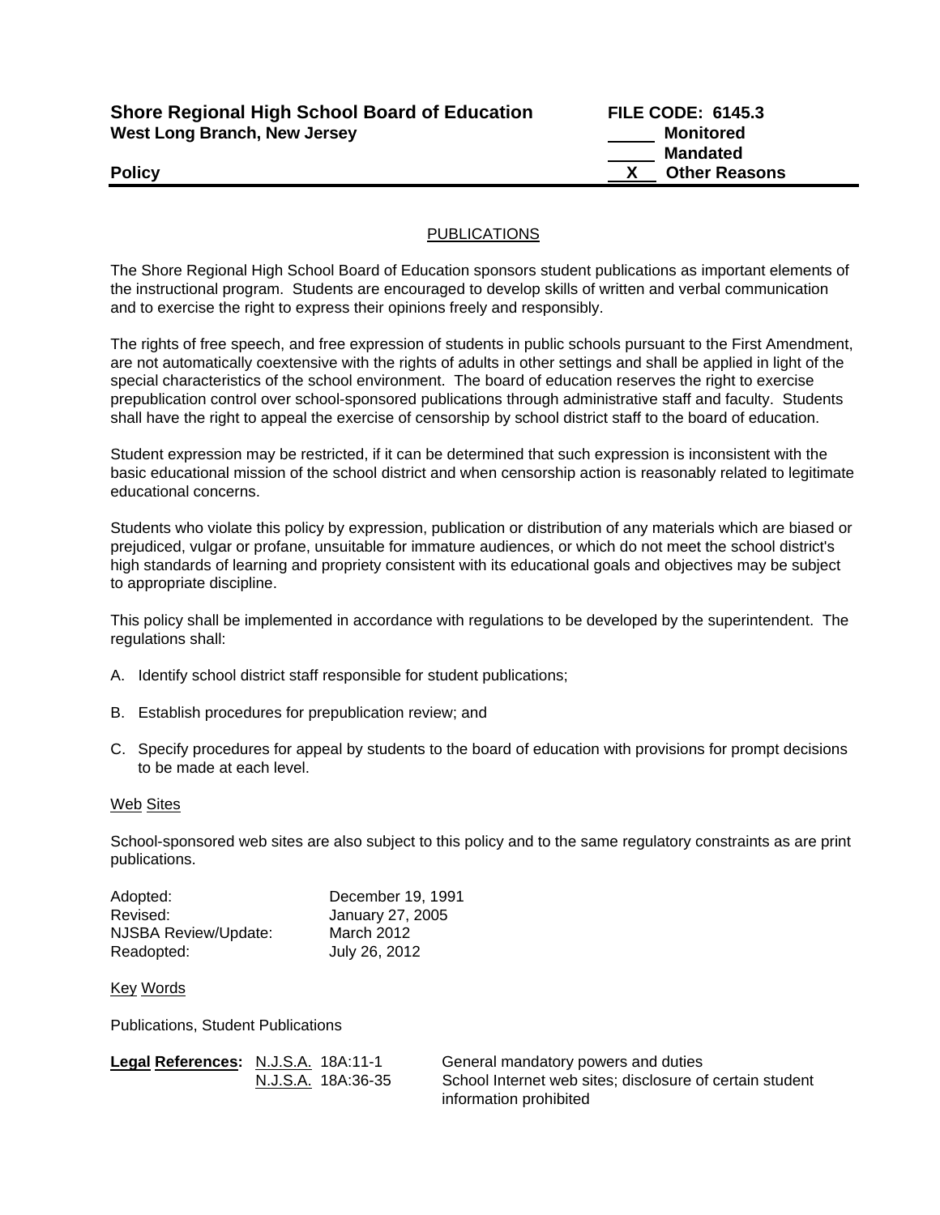**Shore Regional High School Board of Education**
**West Long Branch, New Jersey**

**FILE CODE: 6145.3**
_____ **Monitored**
_____ **Mandated**
**Policy** __X__ **Other Reasons**

## PUBLICATIONS

The Shore Regional High School Board of Education sponsors student publications as important elements of the instructional program. Students are encouraged to develop skills of written and verbal communication and to exercise the right to express their opinions freely and responsibly.

The rights of free speech, and free expression of students in public schools pursuant to the First Amendment, are not automatically coextensive with the rights of adults in other settings and shall be applied in light of the special characteristics of the school environment. The board of education reserves the right to exercise prepublication control over school-sponsored publications through administrative staff and faculty. Students shall have the right to appeal the exercise of censorship by school district staff to the board of education.

Student expression may be restricted, if it can be determined that such expression is inconsistent with the basic educational mission of the school district and when censorship action is reasonably related to legitimate educational concerns.

Students who violate this policy by expression, publication or distribution of any materials which are biased or prejudiced, vulgar or profane, unsuitable for immature audiences, or which do not meet the school district's high standards of learning and propriety consistent with its educational goals and objectives may be subject to appropriate discipline.

This policy shall be implemented in accordance with regulations to be developed by the superintendent. The regulations shall:

A. Identify school district staff responsible for student publications;

B. Establish procedures for prepublication review; and

C. Specify procedures for appeal by students to the board of education with provisions for prompt decisions to be made at each level.

### Web Sites

School-sponsored web sites are also subject to this policy and to the same regulatory constraints as are print publications.

| | |
|---|---|
| Adopted: | December 19, 1991 |
| Revised: | January 27, 2005 |
| NJSBA Review/Update: | March 2012 |
| Readopted: | July 26, 2012 |

### Key Words

Publications, Student Publications

| **Legal References:** | | |
|---|---|---|
| | N.J.S.A. 18A:11-1 | General mandatory powers and duties |
| | N.J.S.A. 18A:36-35 | School Internet web sites; disclosure of certain student information prohibited |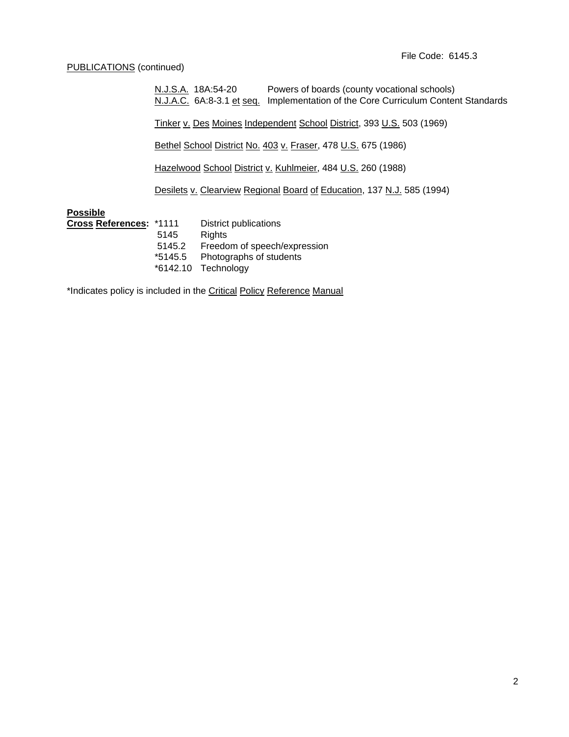PUBLICATIONS (continued)

N.J.S.A. 18A:54-20 Powers of boards (county vocational schools)
N.J.A.C. 6A:8-3.1 et seq. Implementation of the Core Curriculum Content Standards

Tinker v. Des Moines Independent School District, 393 U.S. 503 (1969)

Bethel School District No. 403 v. Fraser, 478 U.S. 675 (1986)

Hazelwood School District v. Kuhlmeier, 484 U.S. 260 (1988)

Desilets v. Clearview Regional Board of Education, 137 N.J. 585 (1994)

**Possible Cross References:**

| | |
|---|---|
| *1111 | District publications |
| 5145 | Rights |
| 5145.2 | Freedom of speech/expression |
| *5145.5 | Photographs of students |
| *6142.10 | Technology |

*Indicates policy is included in the Critical Policy Reference Manual